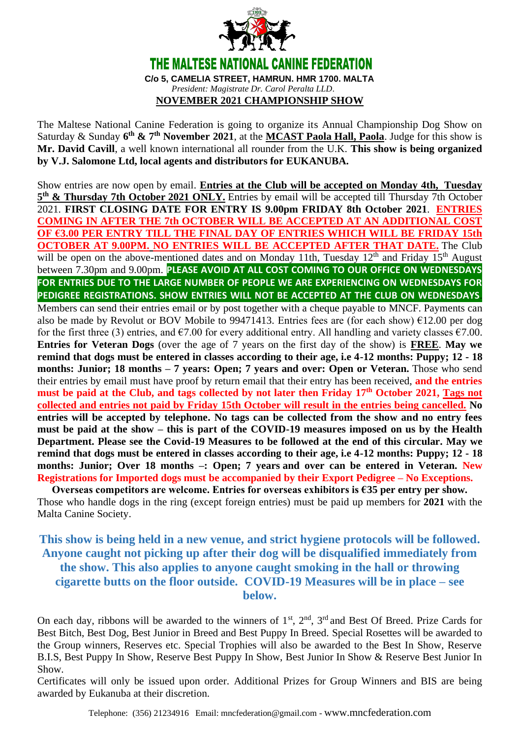# THE MALTESE NATIONAL CANINE FEDERATION

**C/o 5, CAMELIA STREET, HAMRUN. HMR 1700. MALTA**

*President: Magistrate Dr. Carol Peralta LLD.*

## NOVEMBER 2021 CHAMPIONSHIP SHOW

The Maltese National Canine Federation is going to organize its Annual Championship Dog Show on Saturday & Sunday **6th & 7th November 2021**, at the **MCAST Paola Hall, Paola**. Judge for this show is **Mr. David Cavill**, a well known international all rounder from the U.K. **This show is being organized by V.J. Salomone Ltd, local agents and distributors for EUKANUBA.**

Show entries are now open by email. **Entries at the Club will be accepted on Monday 4th, Tuesday 5th & Thursday 7th October 2021 ONLY.** Entries by email will be accepted till Thursday 7th October 2021. **FIRST CLOSING DATE FOR ENTRY IS 9.00pm FRIDAY 8th October 2021**. **ENTRIES COMING IN AFTER THE 7th OCTOBER WILL BE ACCEPTED AT AN ADDITIONAL COST OF €3.00 PER ENTRY TILL THE FINAL DAY OF ENTRIES WHICH WILL BE FRIDAY 15th OCTOBER AT 9.00PM. NO ENTRIES WILL BE ACCEPTED AFTER THAT DATE.** The Club will be open on the above-mentioned dates and on Monday 11th, Tuesday 12th and Friday 15th August between 7.30pm and 9.00pm. **PLEASE AVOID AT ALL COST COMING TO OUR OFFICE ON WEDNESDAYS FOR ENTRIES DUE TO THE LARGE NUMBER OF PEOPLE WE ARE EXPERIENCING ON WEDNESDAYS FOR PEDIGREE REGISTRATIONS. SHOW ENTRIES WILL NOT BE ACCEPTED AT THE CLUB ON WEDNESDAYS.**

Members can send their entries email or by post together with a cheque payable to MNCF. Payments can also be made by Revolut or BOV Mobile to 99471413. Entries fees are (for each show) €12.00 per dog for the first three (3) entries, and €7.00 for every additional entry. All handling and variety classes €7.00. **Entries for Veteran Dogs** (over the age of 7 years on the first day of the show) is **FREE**. **May we remind that dogs must be entered in classes according to their age, i.e 4-12 months: Puppy; 12 - 18 months: Junior; 18 months – 7 years: Open; 7 years and over: Open or Veteran.** Those who send their entries by email must have proof by return email that their entry has been received, **and the entries must be paid at the Club, and tags collected by not later then Friday 17th October 2021, Tags not collected and entries not paid by Friday 15th October will result in the entries being cancelled. No entries will be accepted by telephone. No tags can be collected from the show and no entry fees must be paid at the show – this is part of the COVID-19 measures imposed on us by the Health Department. Please see the Covid-19 Measures to be followed at the end of this circular. May we remind that dogs must be entered in classes according to their age, i.e 4-12 months: Puppy; 12 - 18 months: Junior; Over 18 months –: Open; 7 years and over can be entered in Veteran. New Registrations for Imported dogs must be accompanied by their Export Pedigree – No Exceptions.**

**Overseas competitors are welcome. Entries for overseas exhibitors is €35 per entry per show.** Those who handle dogs in the ring (except foreign entries) must be paid up members for **2021** with the Malta Canine Society.

**This show is being held in a new venue, and strict hygiene protocols will be followed. Anyone caught not picking up after their dog will be disqualified immediately from the show. This also applies to anyone caught smoking in the hall or throwing cigarette butts on the floor outside. COVID-19 Measures will be in place – see below.**

On each day, ribbons will be awarded to the winners of 1st, 2nd, 3rd and Best Of Breed. Prize Cards for Best Bitch, Best Dog, Best Junior in Breed and Best Puppy In Breed. Special Rosettes will be awarded to the Group winners, Reserves etc. Special Trophies will also be awarded to the Best In Show, Reserve B.I.S, Best Puppy In Show, Reserve Best Puppy In Show, Best Junior In Show & Reserve Best Junior In Show.

Certificates will only be issued upon order. Additional Prizes for Group Winners and BIS are being awarded by Eukanuba at their discretion.

Telephone: (356) 21234916 Email: mncfederation@gmail.com - www.mncfederation.com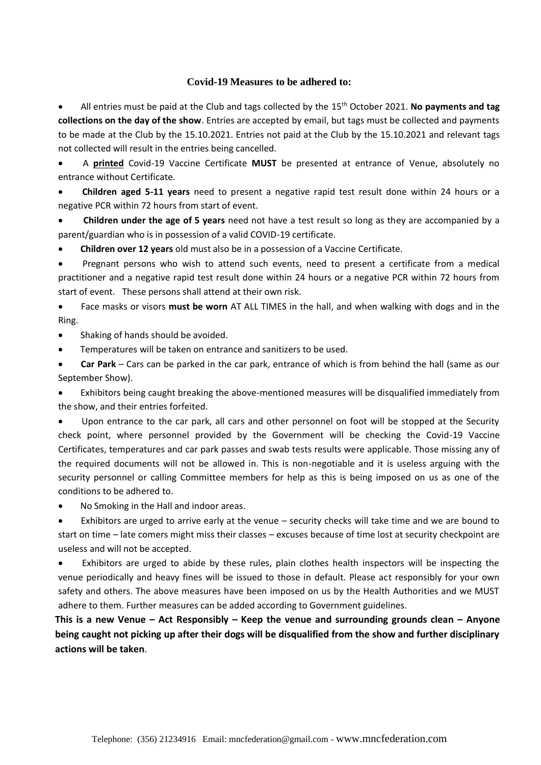### Covid-19 Measures to be adhered to:

- All entries must be paid at the Club and tags collected by the 15th October 2021. **No payments and tag collections on the day of the show**. Entries are accepted by email, but tags must be collected and payments to be made at the Club by the 15.10.2021. Entries not paid at the Club by the 15.10.2021 and relevant tags not collected will result in the entries being cancelled.
- A **printed** Covid-19 Vaccine Certificate **MUST** be presented at entrance of Venue, absolutely no entrance without Certificate.
- **Children aged 5-11 years** need to present a negative rapid test result done within 24 hours or a negative PCR within 72 hours from start of event.
- **Children under the age of 5 years** need not have a test result so long as they are accompanied by a parent/guardian who is in possession of a valid COVID-19 certificate.
- **Children over 12 years** old must also be in a possession of a Vaccine Certificate.
- Pregnant persons who wish to attend such events, need to present a certificate from a medical practitioner and a negative rapid test result done within 24 hours or a negative PCR within 72 hours from start of event. These persons shall attend at their own risk.
- Face masks or visors **must be worn** AT ALL TIMES in the hall, and when walking with dogs and in the Ring.
- Shaking of hands should be avoided.
- Temperatures will be taken on entrance and sanitizers to be used.
- **Car Park** – Cars can be parked in the car park, entrance of which is from behind the hall (same as our September Show).
- Exhibitors being caught breaking the above-mentioned measures will be disqualified immediately from the show, and their entries forfeited.
- Upon entrance to the car park, all cars and other personnel on foot will be stopped at the Security check point, where personnel provided by the Government will be checking the Covid-19 Vaccine Certificates, temperatures and car park passes and swab tests results were applicable. Those missing any of the required documents will not be allowed in. This is non-negotiable and it is useless arguing with the security personnel or calling Committee members for help as this is being imposed on us as one of the conditions to be adhered to.
- No Smoking in the Hall and indoor areas.
- Exhibitors are urged to arrive early at the venue – security checks will take time and we are bound to start on time – late comers might miss their classes – excuses because of time lost at security checkpoint are useless and will not be accepted.
- Exhibitors are urged to abide by these rules, plain clothes health inspectors will be inspecting the venue periodically and heavy fines will be issued to those in default. Please act responsibly for your own safety and others. The above measures have been imposed on us by the Health Authorities and we MUST adhere to them. Further measures can be added according to Government guidelines.

**This is a new Venue – Act Responsibly – Keep the venue and surrounding grounds clean – Anyone being caught not picking up after their dogs will be disqualified from the show and further disciplinary actions will be taken**.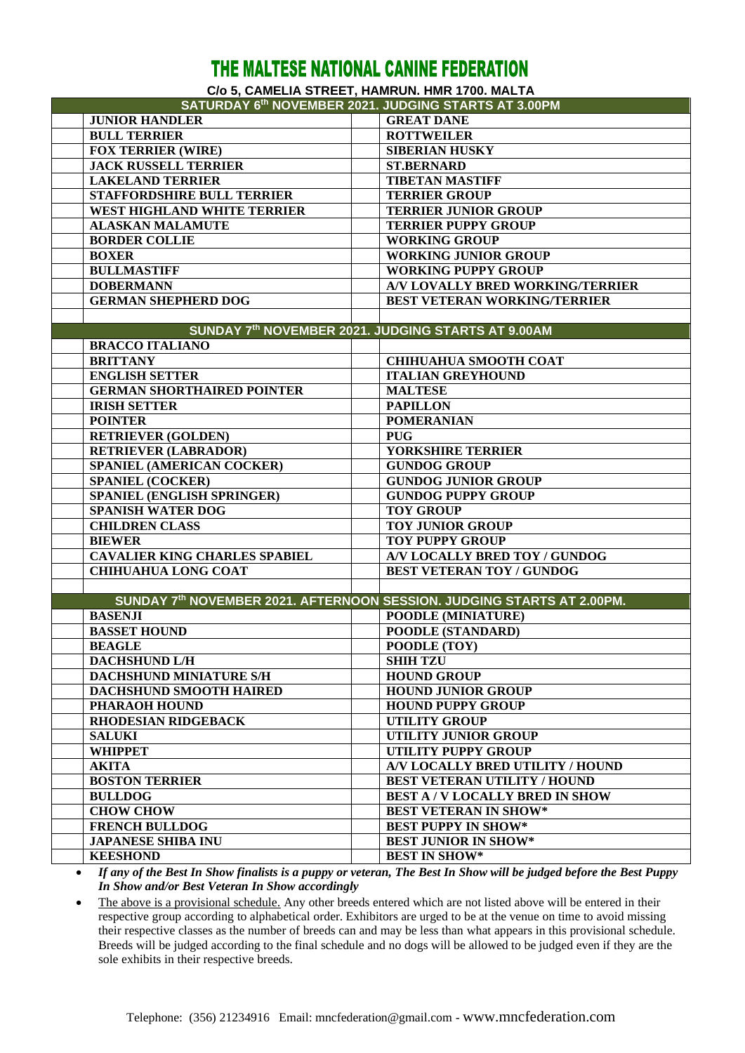# THE MALTESE NATIONAL CANINE FEDERATION

**C/o 5, CAMELIA STREET, HAMRUN. HMR 1700. MALTA**

| SATURDAY 6th NOVEMBER 2021. JUDGING STARTS AT 3.00PM | |
|---|---|
| **JUNIOR HANDLER** | **GREAT DANE** |
| **BULL TERRIER** | **ROTTWEILER** |
| **FOX TERRIER (WIRE)** | **SIBERIAN HUSKY** |
| **JACK RUSSELL TERRIER** | **ST.BERNARD** |
| **LAKELAND TERRIER** | **TIBETAN MASTIFF** |
| **STAFFORDSHIRE BULL TERRIER** | **TERRIER GROUP** |
| **WEST HIGHLAND WHITE TERRIER** | **TERRIER JUNIOR GROUP** |
| **ALASKAN MALAMUTE** | **TERRIER PUPPY GROUP** |
| **BORDER COLLIE** | **WORKING GROUP** |
| **BOXER** | **WORKING JUNIOR GROUP** |
| **BULLMASTIFF** | **WORKING PUPPY GROUP** |
| **DOBERMANN** | **A/V LOVALLY BRED WORKING/TERRIER** |
| **GERMAN SHEPHERD DOG** | **BEST VETERAN WORKING/TERRIER** |

| SUNDAY 7th NOVEMBER 2021. JUDGING STARTS AT 9.00AM | |
|---|---|
| **BRACCO ITALIANO** | |
| **BRITTANY** | **CHIHUAHUA SMOOTH COAT** |
| **ENGLISH SETTER** | **ITALIAN GREYHOUND** |
| **GERMAN SHORTHAIRED POINTER** | **MALTESE** |
| **IRISH SETTER** | **PAPILLON** |
| **POINTER** | **POMERANIAN** |
| **RETRIEVER (GOLDEN)** | **PUG** |
| **RETRIEVER (LABRADOR)** | **YORKSHIRE TERRIER** |
| **SPANIEL (AMERICAN COCKER)** | **GUNDOG GROUP** |
| **SPANIEL (COCKER)** | **GUNDOG JUNIOR GROUP** |
| **SPANIEL (ENGLISH SPRINGER)** | **GUNDOG PUPPY GROUP** |
| **SPANISH WATER DOG** | **TOY GROUP** |
| **CHILDREN CLASS** | **TOY JUNIOR GROUP** |
| **BIEWER** | **TOY PUPPY GROUP** |
| **CAVALIER KING CHARLES SPABIEL** | **A/V LOCALLY BRED TOY / GUNDOG** |
| **CHIHUAHUA LONG COAT** | **BEST VETERAN TOY / GUNDOG** |

| SUNDAY 7th NOVEMBER 2021. AFTERNOON SESSION. JUDGING STARTS AT 2.00PM. | |
|---|---|
| **BASENJI** | **POODLE (MINIATURE)** |
| **BASSET HOUND** | **POODLE (STANDARD)** |
| **BEAGLE** | **POODLE (TOY)** |
| **DACHSHUND L/H** | **SHIH TZU** |
| **DACHSHUND MINIATURE S/H** | **HOUND GROUP** |
| **DACHSHUND SMOOTH HAIRED** | **HOUND JUNIOR GROUP** |
| **PHARAOH HOUND** | **HOUND PUPPY GROUP** |
| **RHODESIAN RIDGEBACK** | **UTILITY GROUP** |
| **SALUKI** | **UTILITY JUNIOR GROUP** |
| **WHIPPET** | **UTILITY PUPPY GROUP** |
| **AKITA** | **A/V LOCALLY BRED UTILITY / HOUND** |
| **BOSTON TERRIER** | **BEST VETERAN UTILITY / HOUND** |
| **BULLDOG** | **BEST A / V LOCALLY BRED IN SHOW** |
| **CHOW CHOW** | **BEST VETERAN IN SHOW*** |
| **FRENCH BULLDOG** | **BEST PUPPY IN SHOW*** |
| **JAPANESE SHIBA INU** | **BEST JUNIOR IN SHOW*** |
| **KEESHOND** | **BEST IN SHOW*** |

- ***If any of the Best In Show finalists is a puppy or veteran, The Best In Show will be judged before the Best Puppy In Show and/or Best Veteran In Show accordingly***
- The above is a provisional schedule. Any other breeds entered which are not listed above will be entered in their respective group according to alphabetical order. Exhibitors are urged to be at the venue on time to avoid missing their respective classes as the number of breeds can and may be less than what appears in this provisional schedule. Breeds will be judged according to the final schedule and no dogs will be allowed to be judged even if they are the sole exhibits in their respective breeds.

Telephone: (356) 21234916 Email: mncfederation@gmail.com - www.mncfederation.com